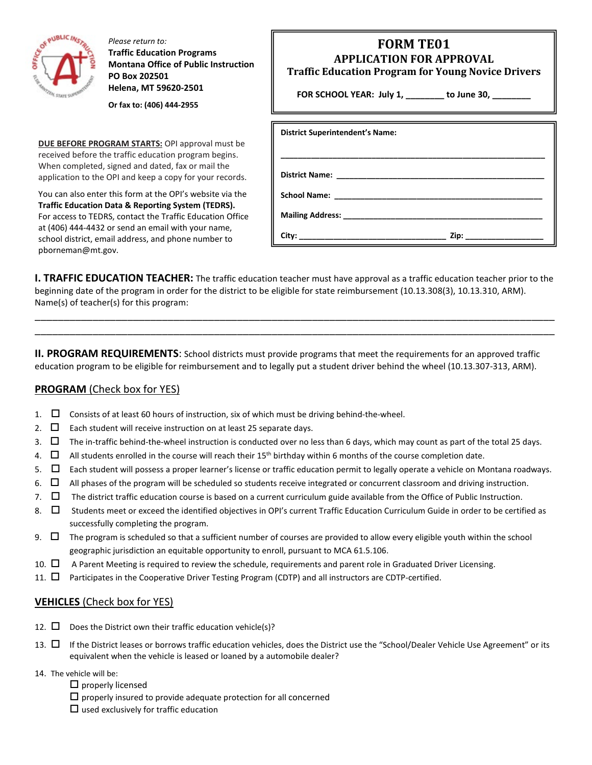*Please return to:*
**Traffic Education Programs**
**Montana Office of Public Instruction**
**PO Box 202501**
**Helena, MT 59620-2501**

**Or fax to: (406) 444-2955**

# FORM TE01

## APPLICATION FOR APPROVAL

### Traffic Education Program for Young Novice Drivers

**FOR SCHOOL YEAR: July 1, ________ to June 30, ________**

**DUE BEFORE PROGRAM STARTS:** OPI approval must be received before the traffic education program begins. When completed, signed and dated, fax or mail the application to the OPI and keep a copy for your records.

You can also enter this form at the OPI's website via the **Traffic Education Data & Reporting System (TEDRS).** For access to TEDRS, contact the Traffic Education Office at (406) 444-4432 or send an email with your name, school district, email address, and phone number to pborneman@mt.gov.

**District Superintendent's Name:**

______________________________________________________

**District Name:** ______________________________________________

**School Name:** ______________________________________________

**Mailing Address:** ____________________________________________

**City:** ______________________________ **Zip:** ________________

**I. TRAFFIC EDUCATION TEACHER:** The traffic education teacher must have approval as a traffic education teacher prior to the beginning date of the program in order for the district to be eligible for state reimbursement (10.13.308(3), 10.13.310, ARM). Name(s) of teacher(s) for this program:

______________________________________________________________________________________________

______________________________________________________________________________________________

**II. PROGRAM REQUIREMENTS**: School districts must provide programs that meet the requirements for an approved traffic education program to be eligible for reimbursement and to legally put a student driver behind the wheel (10.13.307-313, ARM).

**PROGRAM** (Check box for YES)

1. ☐ Consists of at least 60 hours of instruction, six of which must be driving behind-the-wheel.
2. ☐ Each student will receive instruction on at least 25 separate days.
3. ☐ The in-traffic behind-the-wheel instruction is conducted over no less than 6 days, which may count as part of the total 25 days.
4. ☐ All students enrolled in the course will reach their 15th birthday within 6 months of the course completion date.
5. ☐ Each student will possess a proper learner's license or traffic education permit to legally operate a vehicle on Montana roadways.
6. ☐ All phases of the program will be scheduled so students receive integrated or concurrent classroom and driving instruction.
7. ☐ The district traffic education course is based on a current curriculum guide available from the Office of Public Instruction.
8. ☐ Students meet or exceed the identified objectives in OPI's current Traffic Education Curriculum Guide in order to be certified as successfully completing the program.
9. ☐ The program is scheduled so that a sufficient number of courses are provided to allow every eligible youth within the school geographic jurisdiction an equitable opportunity to enroll, pursuant to MCA 61.5.106.
10. ☐ A Parent Meeting is required to review the schedule, requirements and parent role in Graduated Driver Licensing.
11. ☐ Participates in the Cooperative Driver Testing Program (CDTP) and all instructors are CDTP-certified.

**VEHICLES** (Check box for YES)

12. ☐ Does the District own their traffic education vehicle(s)?
13. ☐ If the District leases or borrows traffic education vehicles, does the District use the "School/Dealer Vehicle Use Agreement" or its equivalent when the vehicle is leased or loaned by a automobile dealer?
14. The vehicle will be:
    - ☐ properly licensed
    - ☐ properly insured to provide adequate protection for all concerned
    - ☐ used exclusively for traffic education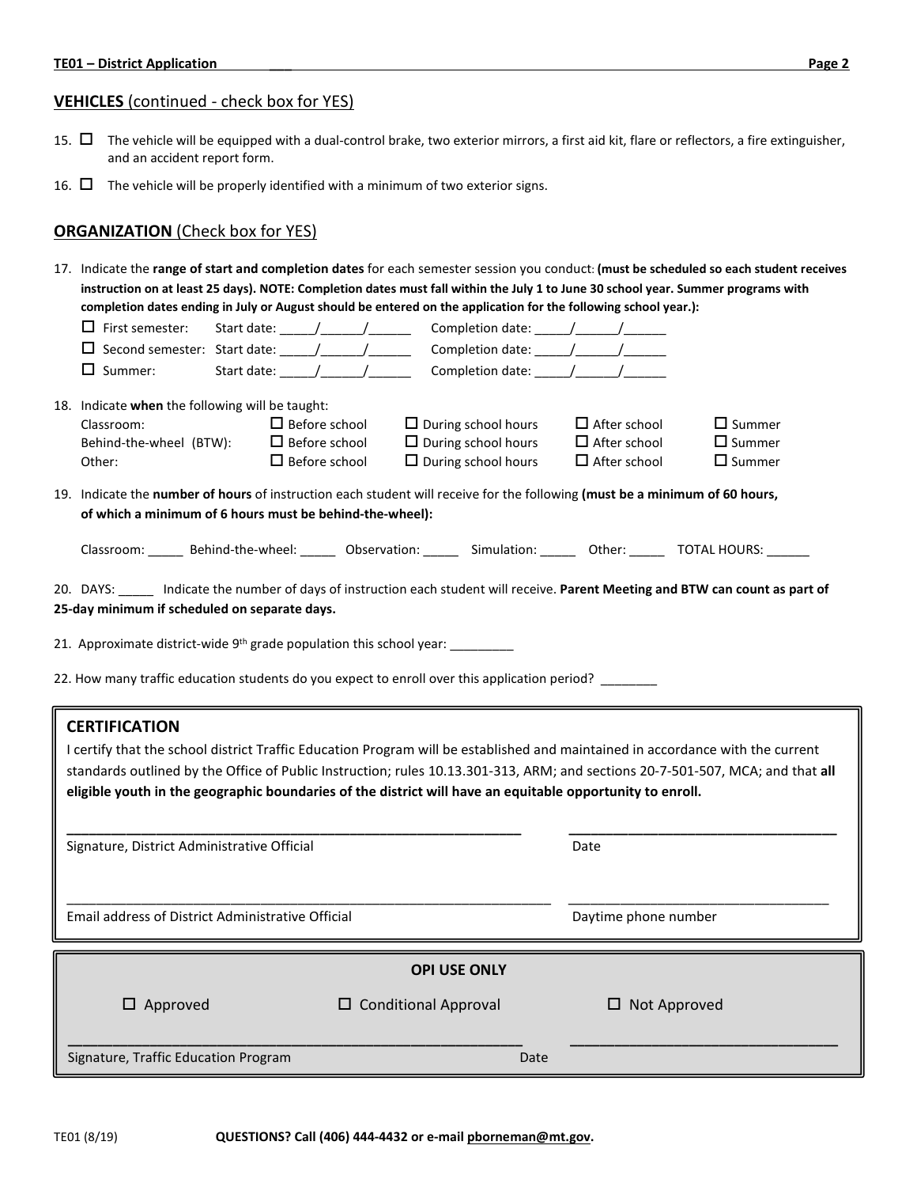## VEHICLES (continued - check box for YES)

15. ☐ The vehicle will be equipped with a dual-control brake, two exterior mirrors, a first aid kit, flare or reflectors, a fire extinguisher, and an accident report form.

16. ☐ The vehicle will be properly identified with a minimum of two exterior signs.

## ORGANIZATION (Check box for YES)

17. Indicate the **range of start and completion dates** for each semester session you conduct: **(must be scheduled so each student receives instruction on at least 25 days). NOTE: Completion dates must fall within the July 1 to June 30 school year. Summer programs with completion dates ending in July or August should be entered on the application for the following school year.):**

    ☐ First semester: Start date: _____/______/______ Completion date: _____/______/______

    ☐ Second semester: Start date: _____/______/______ Completion date: _____/______/______

    ☐ Summer: Start date: _____/______/______ Completion date: _____/______/______

18. Indicate **when** the following will be taught:

| | | | | |
|---|---|---|---|---|
| Classroom: | ☐ Before school | ☐ During school hours | ☐ After school | ☐ Summer |
| Behind-the-wheel (BTW): | ☐ Before school | ☐ During school hours | ☐ After school | ☐ Summer |
| Other: | ☐ Before school | ☐ During school hours | ☐ After school | ☐ Summer |

19. Indicate the **number of hours** of instruction each student will receive for the following **(must be a minimum of 60 hours, of which a minimum of 6 hours must be behind-the-wheel):**

    Classroom: _____ Behind-the-wheel: _____ Observation: _____ Simulation: _____ Other: _____ TOTAL HOURS: ______

20. DAYS: _____ Indicate the number of days of instruction each student will receive. **Parent Meeting and BTW can count as part of 25-day minimum if scheduled on separate days.**

21. Approximate district-wide 9th grade population this school year: _________

22. How many traffic education students do you expect to enroll over this application period? ________

### CERTIFICATION

I certify that the school district Traffic Education Program will be established and maintained in accordance with the current standards outlined by the Office of Public Instruction; rules 10.13.301-313, ARM; and sections 20-7-501-507, MCA; and that **all eligible youth in the geographic boundaries of the district will have an equitable opportunity to enroll.**

_______________________________________ _______________________

Signature, District Administrative Official Date

_______________________________________ _______________________

Email address of District Administrative Official Daytime phone number

**OPI USE ONLY**

☐ Approved ☐ Conditional Approval ☐ Not Approved

_______________________________________ _______________________

Signature, Traffic Education Program Date

TE01 (8/19) **QUESTIONS? Call (406) 444-4432 or e-mail pborneman@mt.gov.**